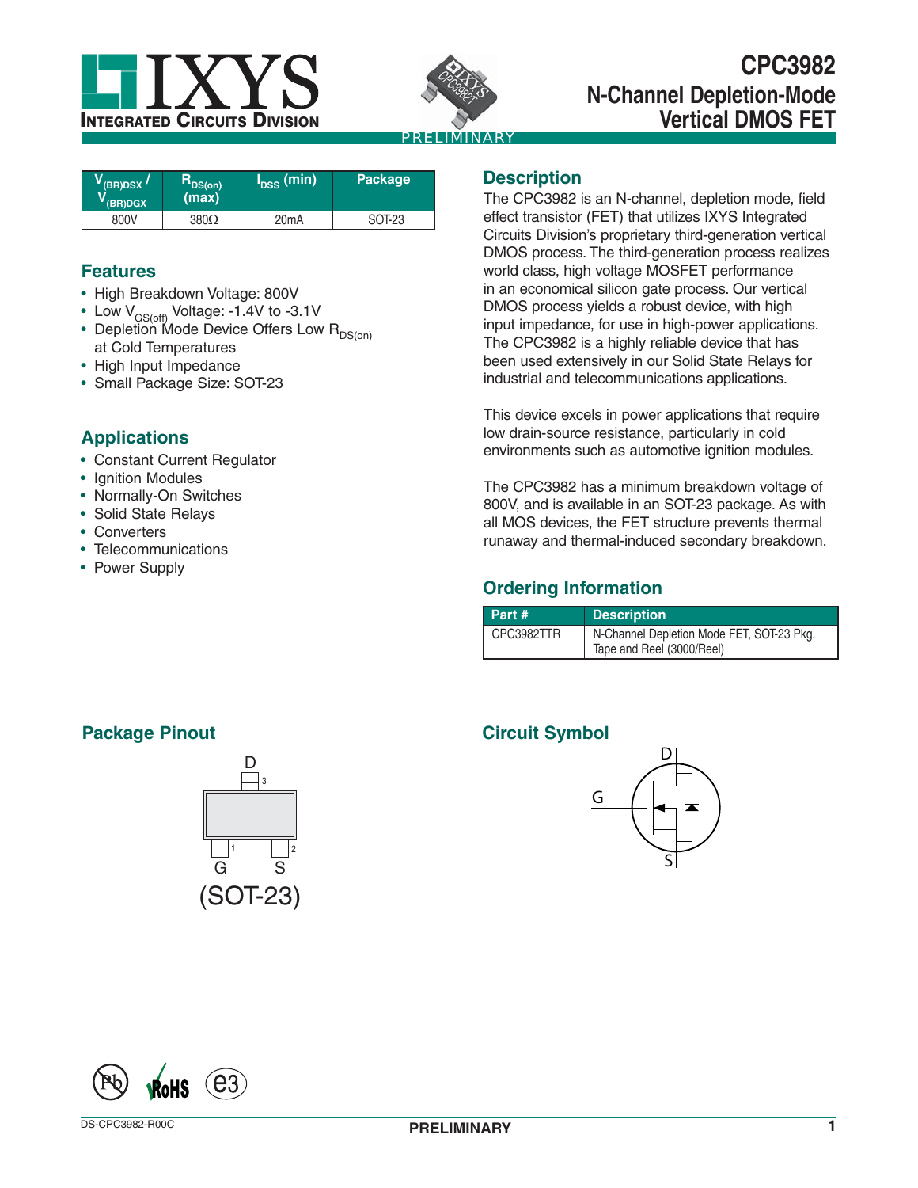# CPC3982

## N-Channel Depletion-Mode Vertical DMOS FET

INTEGRATED CIRCUITS DIVISION

PRELIMINARY

| $V_{(BR)DSX}$ / $V_{(BR)DGX}$ | $R_{DS(on)}$ (max) | $I_{DSS}$ (min) | Package |
|---|---|---|---|
| 800V | 380Ω | 20mA | SOT-23 |

## Features

- High Breakdown Voltage: 800V
- Low $V_{GS(off)}$ Voltage: -1.4V to -3.1V
- Depletion Mode Device Offers Low $R_{DS(on)}$ at Cold Temperatures
- High Input Impedance
- Small Package Size: SOT-23

## Applications

- Constant Current Regulator
- Ignition Modules
- Normally-On Switches
- Solid State Relays
- Converters
- Telecommunications
- Power Supply

## Description

The CPC3982 is an N-channel, depletion mode, field effect transistor (FET) that utilizes IXYS Integrated Circuits Division's proprietary third-generation vertical DMOS process. The third-generation process realizes world class, high voltage MOSFET performance in an economical silicon gate process. Our vertical DMOS process yields a robust device, with high input impedance, for use in high-power applications. The CPC3982 is a highly reliable device that has been used extensively in our Solid State Relays for industrial and telecommunications applications.

This device excels in power applications that require low drain-source resistance, particularly in cold environments such as automotive ignition modules.

The CPC3982 has a minimum breakdown voltage of 800V, and is available in an SOT-23 package. As with all MOS devices, the FET structure prevents thermal runaway and thermal-induced secondary breakdown.

## Ordering Information

| Part # | Description |
|---|---|
| CPC3982TTR | N-Channel Depletion Mode FET, SOT-23 Pkg. Tape and Reel (3000/Reel) |

## Package Pinout

D (3)

G (1) S (2)

(SOT-23)

## Circuit Symbol

D, G, S

DS-CPC3982-R00C

PRELIMINARY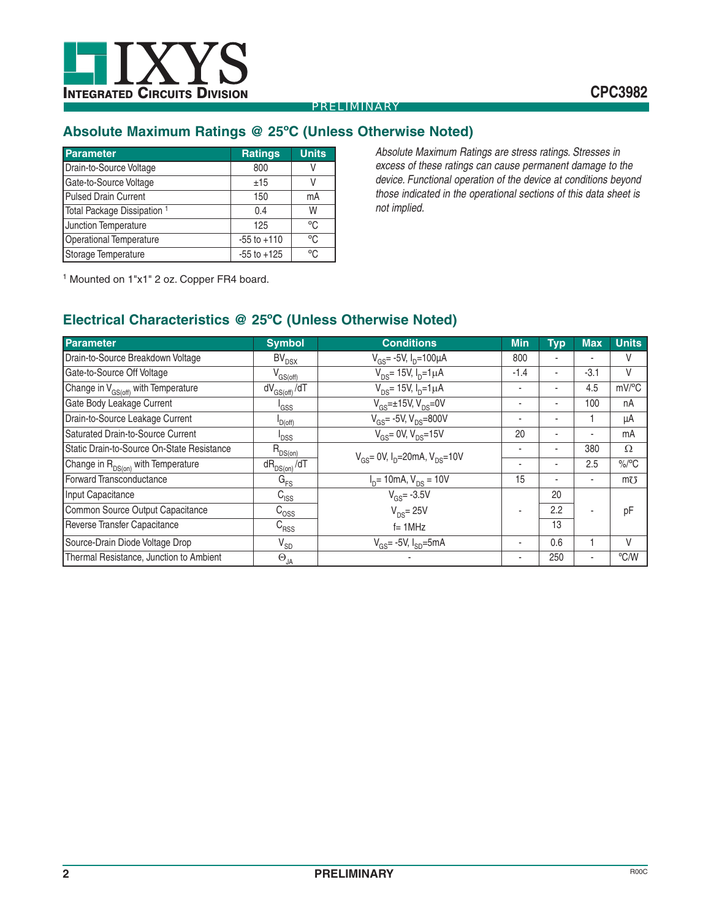## Absolute Maximum Ratings @ 25°C (Unless Otherwise Noted)

| Parameter | Ratings | Units |
|---|---|---|
| Drain-to-Source Voltage | 800 | V |
| Gate-to-Source Voltage | ±15 | V |
| Pulsed Drain Current | 150 | mA |
| Total Package Dissipation [1] | 0.4 | W |
| Junction Temperature | 125 | °C |
| Operational Temperature | -55 to +110 | °C |
| Storage Temperature | -55 to +125 | °C |

[1] Mounted on 1"x1" 2 oz. Copper FR4 board.

*Absolute Maximum Ratings are stress ratings. Stresses in excess of these ratings can cause permanent damage to the device. Functional operation of the device at conditions beyond those indicated in the operational sections of this data sheet is not implied.*

## Electrical Characteristics @ 25°C (Unless Otherwise Noted)

| Parameter | Symbol | Conditions | Min | Typ | Max | Units |
|---|---|---|---|---|---|---|
| Drain-to-Source Breakdown Voltage | $BV_{DSX}$ | $V_{GS}$= -5V, $I_D$=100µA | 800 | - | - | V |
| Gate-to-Source Off Voltage | $V_{GS(off)}$ | $V_{DS}$= 15V, $I_D$=1µA | -1.4 | - | -3.1 | V |
| Change in $V_{GS(off)}$ with Temperature | $dV_{GS(off)}/dT$ | $V_{DS}$= 15V, $I_D$=1µA | - | - | 4.5 | mV/°C |
| Gate Body Leakage Current | $I_{GSS}$ | $V_{GS}$=±15V, $V_{DS}$=0V | - | - | 100 | nA |
| Drain-to-Source Leakage Current | $I_{D(off)}$ | $V_{GS}$= -5V, $V_{DS}$=800V | - | - | 1 | µA |
| Saturated Drain-to-Source Current | $I_{DSS}$ | $V_{GS}$= 0V, $V_{DS}$=15V | 20 | - | - | mA |
| Static Drain-to-Source On-State Resistance | $R_{DS(on)}$ | $V_{GS}$= 0V, $I_D$=20mA, $V_{DS}$=10V | - | - | 380 | Ω |
| Change in $R_{DS(on)}$ with Temperature | $dR_{DS(on)}/dT$ | | - | - | 2.5 | %/°C |
| Forward Transconductance | $G_{FS}$ | $I_D$= 10mA, $V_{DS}$ = 10V | 15 | - | - | m℧ |
| Input Capacitance | $C_{ISS}$ | $V_{GS}$= -3.5V | - | 20 | - | pF |
| Common Source Output Capacitance | $C_{OSS}$ | $V_{DS}$= 25V | | 2.2 | | |
| Reverse Transfer Capacitance | $C_{RSS}$ | f= 1MHz | | 13 | | |
| Source-Drain Diode Voltage Drop | $V_{SD}$ | $V_{GS}$= -5V, $I_{SD}$=5mA | - | 0.6 | 1 | V |
| Thermal Resistance, Junction to Ambient | $\Theta_{JA}$ | - | - | 250 | - | °C/W |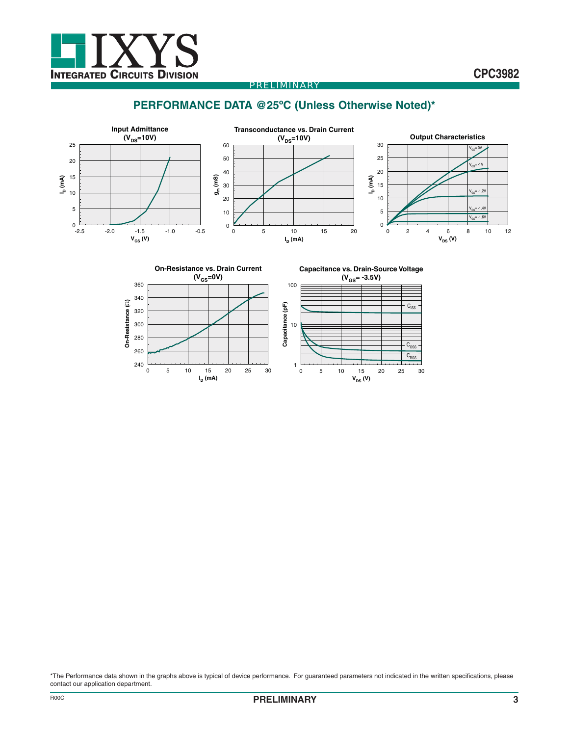## PERFORMANCE DATA @25ºC (Unless Otherwise Noted)*

**Input Admittance ($V_{DS}$=10V)**

**Transconductance vs. Drain Current ($V_{DS}$=10V)**

**Output Characteristics**

**On-Resistance vs. Drain Current ($V_{GS}$=0V)**

**Capacitance vs. Drain-Source Voltage ($V_{GS}$= -3.5V)**

*The Performance data shown in the graphs above is typical of device performance. For guaranteed parameters not indicated in the written specifications, please contact our application department.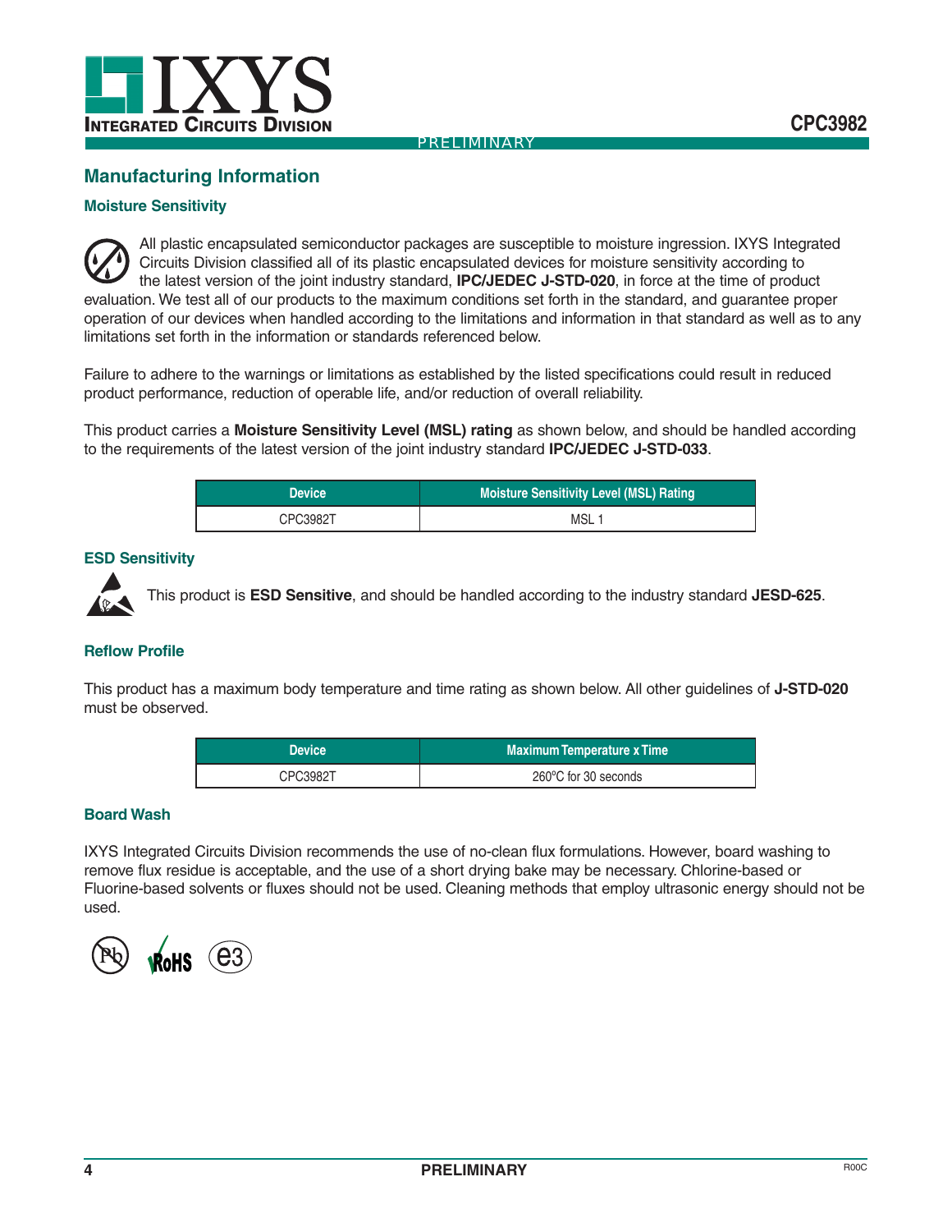## Manufacturing Information

### Moisture Sensitivity

All plastic encapsulated semiconductor packages are susceptible to moisture ingression. IXYS Integrated Circuits Division classified all of its plastic encapsulated devices for moisture sensitivity according to the latest version of the joint industry standard, **IPC/JEDEC J-STD-020**, in force at the time of product evaluation. We test all of our products to the maximum conditions set forth in the standard, and guarantee proper operation of our devices when handled according to the limitations and information in that standard as well as to any limitations set forth in the information or standards referenced below.

Failure to adhere to the warnings or limitations as established by the listed specifications could result in reduced product performance, reduction of operable life, and/or reduction of overall reliability.

This product carries a **Moisture Sensitivity Level (MSL) rating** as shown below, and should be handled according to the requirements of the latest version of the joint industry standard **IPC/JEDEC J-STD-033**.

| Device | Moisture Sensitivity Level (MSL) Rating |
|---|---|
| CPC3982T | MSL 1 |

### ESD Sensitivity

This product is **ESD Sensitive**, and should be handled according to the industry standard **JESD-625**.

### Reflow Profile

This product has a maximum body temperature and time rating as shown below. All other guidelines of **J-STD-020** must be observed.

| Device | Maximum Temperature x Time |
|---|---|
| CPC3982T | 260°C for 30 seconds |

### Board Wash

IXYS Integrated Circuits Division recommends the use of no-clean flux formulations. However, board washing to remove flux residue is acceptable, and the use of a short drying bake may be necessary. Chlorine-based or Fluorine-based solvents or fluxes should not be used. Cleaning methods that employ ultrasonic energy should not be used.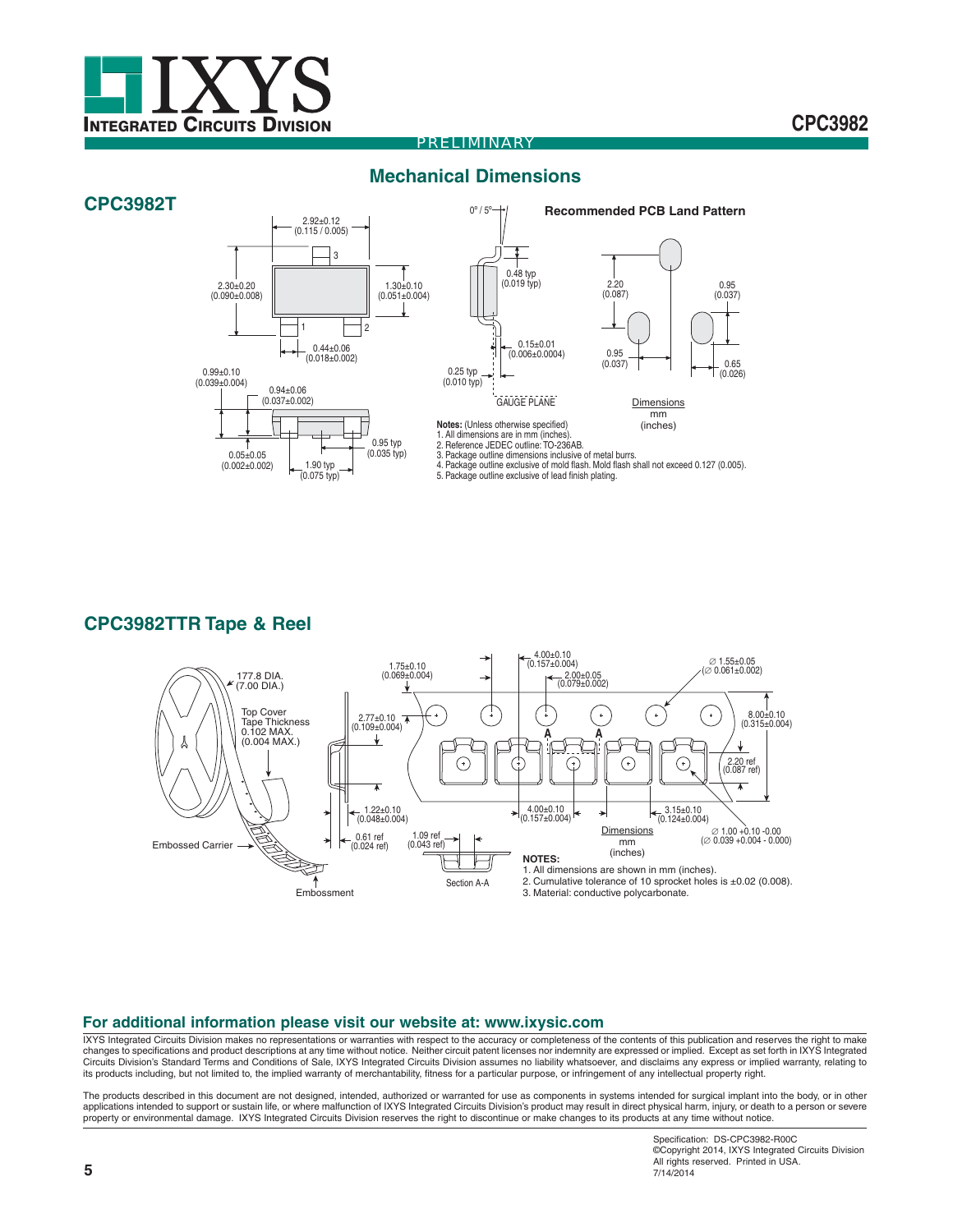PRELIMINARY

## Mechanical Dimensions

### CPC3982T

2.92±0.12
(0.115 / 0.005)

3

2.30±0.20
(0.090±0.008)

1.30±0.10
(0.051±0.004)

1

2

0.44±0.06
(0.018±0.002)

0.99±0.10
(0.039±0.004)

0.94±0.06
(0.037±0.002)

0.95 typ
(0.035 typ)

0.05±0.05
(0.002±0.002)

1.90 typ
(0.075 typ)

0° / 5°

0.48 typ
(0.019 typ)

0.15±0.01
(0.006±0.0004)

0.25 typ
(0.010 typ)

GAUGE PLANE

**Recommended PCB Land Pattern**

2.20
(0.087)

0.95
(0.037)

0.95
(0.037)

0.65
(0.026)

Dimensions
mm
(inches)

**Notes:** (Unless otherwise specified)
1. All dimensions are in mm (inches).
2. Reference JEDEC outline: TO-236AB.
3. Package outline dimensions inclusive of metal burrs.
4. Package outline exclusive of mold flash. Mold flash shall not exceed 0.127 (0.005).
5. Package outline exclusive of lead finish plating.

### CPC3982TTR Tape & Reel

177.8 DIA.
(7.00 DIA.)

Top Cover
Tape Thickness
0.102 MAX.
(0.004 MAX.)

Embossed Carrier

Embossment

1.75±0.10
(0.069±0.004)

2.77±0.10
(0.109±0.004)

1.22±0.10
(0.048±0.004)

0.61 ref
(0.024 ref)

1.09 ref
(0.043 ref)

Section A-A

4.00±0.10
(0.157±0.004)

2.00±0.05
(0.079±0.002)

∅ 1.55±0.05
(∅ 0.061±0.002)

8.00±0.10
(0.315±0.004)

2.20 ref
(0.087 ref)

A

A

4.00±0.10
(0.157±0.004)

3.15±0.10
(0.124±0.004)

∅ 1.00 +0.10 -0.00
(∅ 0.039 +0.004 - 0.000)

Dimensions
mm
(inches)

**NOTES:**
1. All dimensions are shown in mm (inches).
2. Cumulative tolerance of 10 sprocket holes is ±0.02 (0.008).
3. Material: conductive polycarbonate.

**For additional information please visit our website at: www.ixysic.com**

IXYS Integrated Circuits Division makes no representations or warranties with respect to the accuracy or completeness of the contents of this publication and reserves the right to make changes to specifications and product descriptions at any time without notice. Neither circuit patent licenses nor indemnity are expressed or implied. Except as set forth in IXYS Integrated Circuits Division's Standard Terms and Conditions of Sale, IXYS Integrated Circuits Division assumes no liability whatsoever, and disclaims any express or implied warranty, relating to its products including, but not limited to, the implied warranty of merchantability, fitness for a particular purpose, or infringement of any intellectual property right.

The products described in this document are not designed, intended, authorized or warranted for use as components in systems intended for surgical implant into the body, or in other applications intended to support or sustain life, or where malfunction of IXYS Integrated Circuits Division's product may result in direct physical harm, injury, or death to a person or severe property or environmental damage. IXYS Integrated Circuits Division reserves the right to discontinue or make changes to its products at any time without notice.

Specification: DS-CPC3982-R00C
©Copyright 2014, IXYS Integrated Circuits Division
All rights reserved. Printed in USA.
7/14/2014